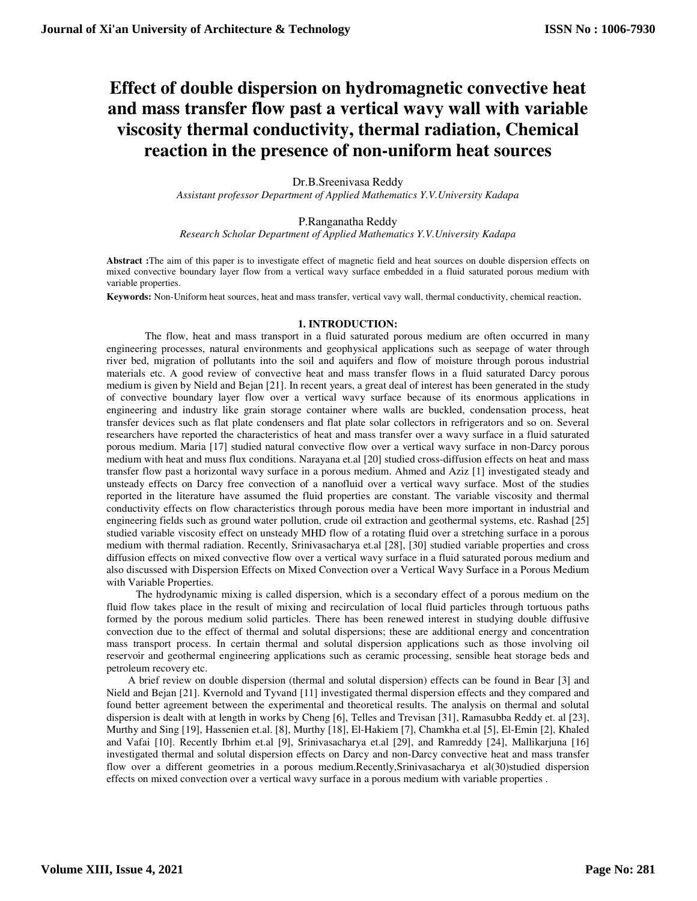# Effect of double dispersion on hydromagnetic convective heat and mass transfer flow past a vertical wavy wall with variable viscosity thermal conductivity, thermal radiation, Chemical reaction in the presence of non-uniform heat sources

Dr.B.Sreenivasa Reddy

*Assistant professor Department of Applied Mathematics Y.V.University Kadapa*

P.Ranganatha Reddy

*Research Scholar Department of Applied Mathematics Y.V.University Kadapa*

**Abstract :**The aim of this paper is to investigate effect of magnetic field and heat sources on double dispersion effects on mixed convective boundary layer flow from a vertical wavy surface embedded in a fluid saturated porous medium with variable properties.

**Keywords:** Non-Uniform heat sources, heat and mass transfer, vertical vavy wall, thermal conductivity, chemical reaction**.**

## 1. INTRODUCTION:

The flow, heat and mass transport in a fluid saturated porous medium are often occurred in many engineering processes, natural environments and geophysical applications such as seepage of water through river bed, migration of pollutants into the soil and aquifers and flow of moisture through porous industrial materials etc. A good review of convective heat and mass transfer flows in a fluid saturated Darcy porous medium is given by Nield and Bejan [21]. In recent years, a great deal of interest has been generated in the study of convective boundary layer flow over a vertical wavy surface because of its enormous applications in engineering and industry like grain storage container where walls are buckled, condensation process, heat transfer devices such as flat plate condensers and flat plate solar collectors in refrigerators and so on. Several researchers have reported the characteristics of heat and mass transfer over a wavy surface in a fluid saturated porous medium. Maria [17] studied natural convective flow over a vertical wavy surface in non-Darcy porous medium with heat and muss flux conditions. Narayana et.al [20] studied cross-diffusion effects on heat and mass transfer flow past a horizontal wavy surface in a porous medium. Ahmed and Aziz [1] investigated steady and unsteady effects on Darcy free convection of a nanofluid over a vertical wavy surface. Most of the studies reported in the literature have assumed the fluid properties are constant. The variable viscosity and thermal conductivity effects on flow characteristics through porous media have been more important in industrial and engineering fields such as ground water pollution, crude oil extraction and geothermal systems, etc. Rashad [25] studied variable viscosity effect on unsteady MHD flow of a rotating fluid over a stretching surface in a porous medium with thermal radiation. Recently, Srinivasacharya et.al [28], [30] studied variable properties and cross diffusion effects on mixed convective flow over a vertical wavy surface in a fluid saturated porous medium and also discussed with Dispersion Effects on Mixed Convection over a Vertical Wavy Surface in a Porous Medium with Variable Properties.

The hydrodynamic mixing is called dispersion, which is a secondary effect of a porous medium on the fluid flow takes place in the result of mixing and recirculation of local fluid particles through tortuous paths formed by the porous medium solid particles. There has been renewed interest in studying double diffusive convection due to the effect of thermal and solutal dispersions; these are additional energy and concentration mass transport process. In certain thermal and solutal dispersion applications such as those involving oil reservoir and geothermal engineering applications such as ceramic processing, sensible heat storage beds and petroleum recovery etc.

A brief review on double dispersion (thermal and solutal dispersion) effects can be found in Bear [3] and Nield and Bejan [21]. Kvernold and Tyvand [11] investigated thermal dispersion effects and they compared and found better agreement between the experimental and theoretical results. The analysis on thermal and solutal dispersion is dealt with at length in works by Cheng [6], Telles and Trevisan [31], Ramasubba Reddy et. al [23], Murthy and Sing [19], Hassenien et.al. [8], Murthy [18], El-Hakiem [7], Chamkha et.al [5], El-Emin [2], Khaled and Vafai [10]. Recently Ibrhim et.al [9], Srinivasacharya et.al [29], and Ramreddy [24], Mallikarjuna [16] investigated thermal and solutal dispersion effects on Darcy and non-Darcy convective heat and mass transfer flow over a different geometries in a porous medium.Recently,Srinivasacharya et al(30)studied dispersion effects on mixed convection over a vertical wavy surface in a porous medium with variable properties .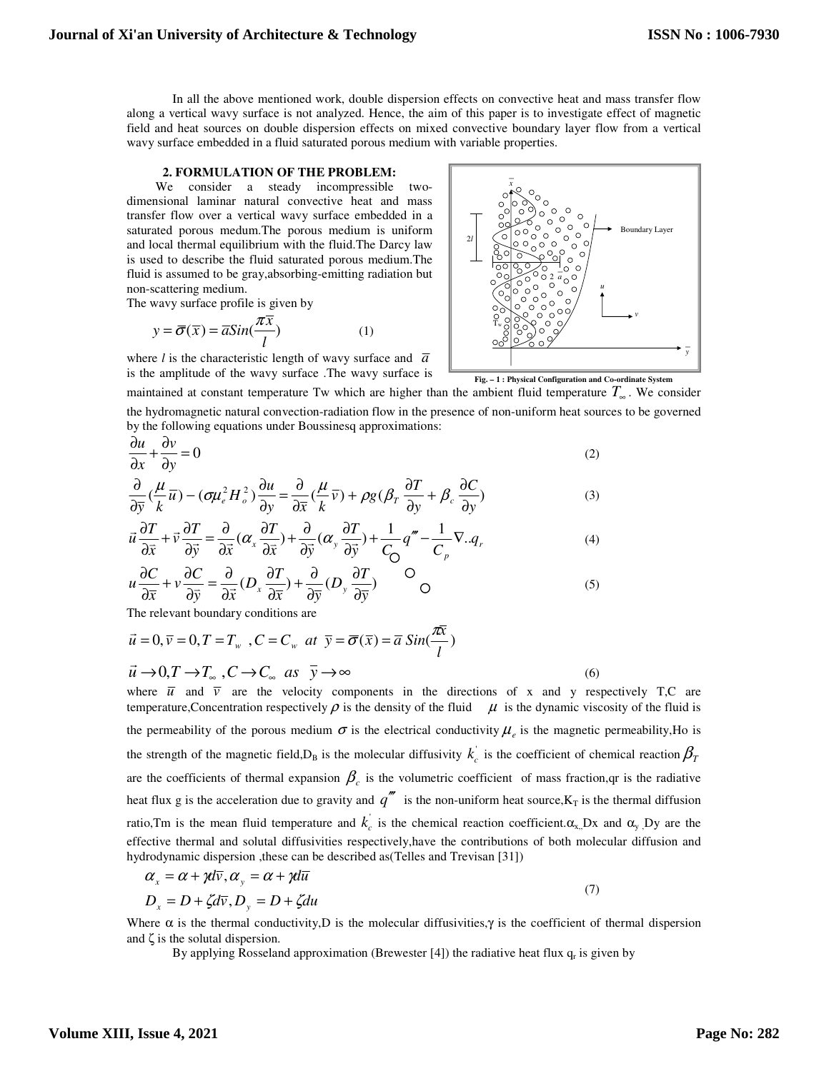In all the above mentioned work, double dispersion effects on convective heat and mass transfer flow along a vertical wavy surface is not analyzed. Hence, the aim of this paper is to investigate effect of magnetic field and heat sources on double dispersion effects on mixed convective boundary layer flow from a vertical wavy surface embedded in a fluid saturated porous medium with variable properties.

## 2. FORMULATION OF THE PROBLEM:

We consider a steady incompressible two-dimensional laminar natural convective heat and mass transfer flow over a vertical wavy surface embedded in a saturated porous medum.The porous medium is uniform and local thermal equilibrium with the fluid.The Darcy law is used to describe the fluid saturated porous medium.The fluid is assumed to be gray,absorbing-emitting radiation but non-scattering medium.

The wavy surface profile is given by

$$y = \bar{\sigma}(\bar{x}) = \bar{a}Sin(\frac{\pi\bar{x}}{l}) \tag{1}$$

Fig. – 1 : Physical Configuration and Co-ordinate System

where $l$ is the characteristic length of wavy surface and $\bar{a}$ is the amplitude of the wavy surface .The wavy surface is maintained at constant temperature Tw which are higher than the ambient fluid temperature $T_\infty$. We consider the hydromagnetic natural convection-radiation flow in the presence of non-uniform heat sources to be governed by the following equations under Boussinesq approximations:

$$\frac{\partial u}{\partial x} + \frac{\partial v}{\partial y} = 0 \tag{2}$$

$$\frac{\partial}{\partial \bar{y}}(\frac{\mu}{k}\bar{u}) - (\sigma\mu_e^2 H_o^2)\frac{\partial u}{\partial y} = \frac{\partial}{\partial \bar{x}}(\frac{\mu}{k}\bar{v}) + \rho g(\beta_T \frac{\partial T}{\partial y} + \beta_c \frac{\partial C}{\partial y}) \tag{3}$$

$$\bar{u}\frac{\partial T}{\partial \bar{x}} + \bar{v}\frac{\partial T}{\partial \bar{y}} = \frac{\partial}{\partial \bar{x}}(\alpha_x \frac{\partial T}{\partial \bar{x}}) + \frac{\partial}{\partial \bar{y}}(\alpha_y \frac{\partial T}{\partial \bar{y}}) + \frac{1}{C}q''' - \frac{1}{C_p}\nabla..q_r \tag{4}$$

$$u\frac{\partial C}{\partial \bar{x}} + v\frac{\partial C}{\partial \bar{y}} = \frac{\partial}{\partial \bar{x}}(D_x \frac{\partial T}{\partial \bar{x}}) + \frac{\partial}{\partial \bar{y}}(D_y \frac{\partial T}{\partial \bar{y}}) \tag{5}$$

The relevant boundary conditions are

$$\vec{u} = 0, \bar{v} = 0, T = T_w \ , C = C_w \ \ at \ \ \bar{y} = \bar{\sigma}(\bar{x}) = \bar{a}\ Sin(\frac{\pi\bar{x}}{l})$$

$$\vec{u} \to 0, T \to T_\infty \ , C \to C_\infty \ \ as \ \ \bar{y} \to \infty \tag{6}$$

where $\bar{u}$ and $\bar{v}$ are the velocity components in the directions of x and y respectively T,C are temperature,Concentration respectively $\rho$ is the density of the fluid $\mu$ is the dynamic viscosity of the fluid is the permeability of the porous medium $\sigma$ is the electrical conductivity $\mu_e$ is the magnetic permeability,Ho is the strength of the magnetic field,$D_B$ is the molecular diffusivity $k_c^{'}$ is the coefficient of chemical reaction $\beta_T$ are the coefficients of thermal expansion $\beta_c$ is the volumetric coefficient of mass fraction,qr is the radiative heat flux g is the acceleration due to gravity and $q'''$ is the non-uniform heat source,$K_T$ is the thermal diffusion ratio,Tm is the mean fluid temperature and $k_c^{'}$ is the chemical reaction coefficient.$\alpha_x$,Dx and $\alpha_y$,Dy are the effective thermal and solutal diffusivities respectively,have the contributions of both molecular diffusion and hydrodynamic dispersion ,these can be described as(Telles and Trevisan [31])

$$\alpha_x = \alpha + \gamma d\bar{v}, \alpha_y = \alpha + \gamma d\bar{u}$$
$$D_x = D + \zeta d\bar{v}, D_y = D + \zeta du \tag{7}$$

Where $\alpha$ is the thermal conductivity,D is the molecular diffusivities,$\gamma$ is the coefficient of thermal dispersion and $\zeta$ is the solutal dispersion.

By applying Rosseland approximation (Brewester [4]) the radiative heat flux $q_r$ is given by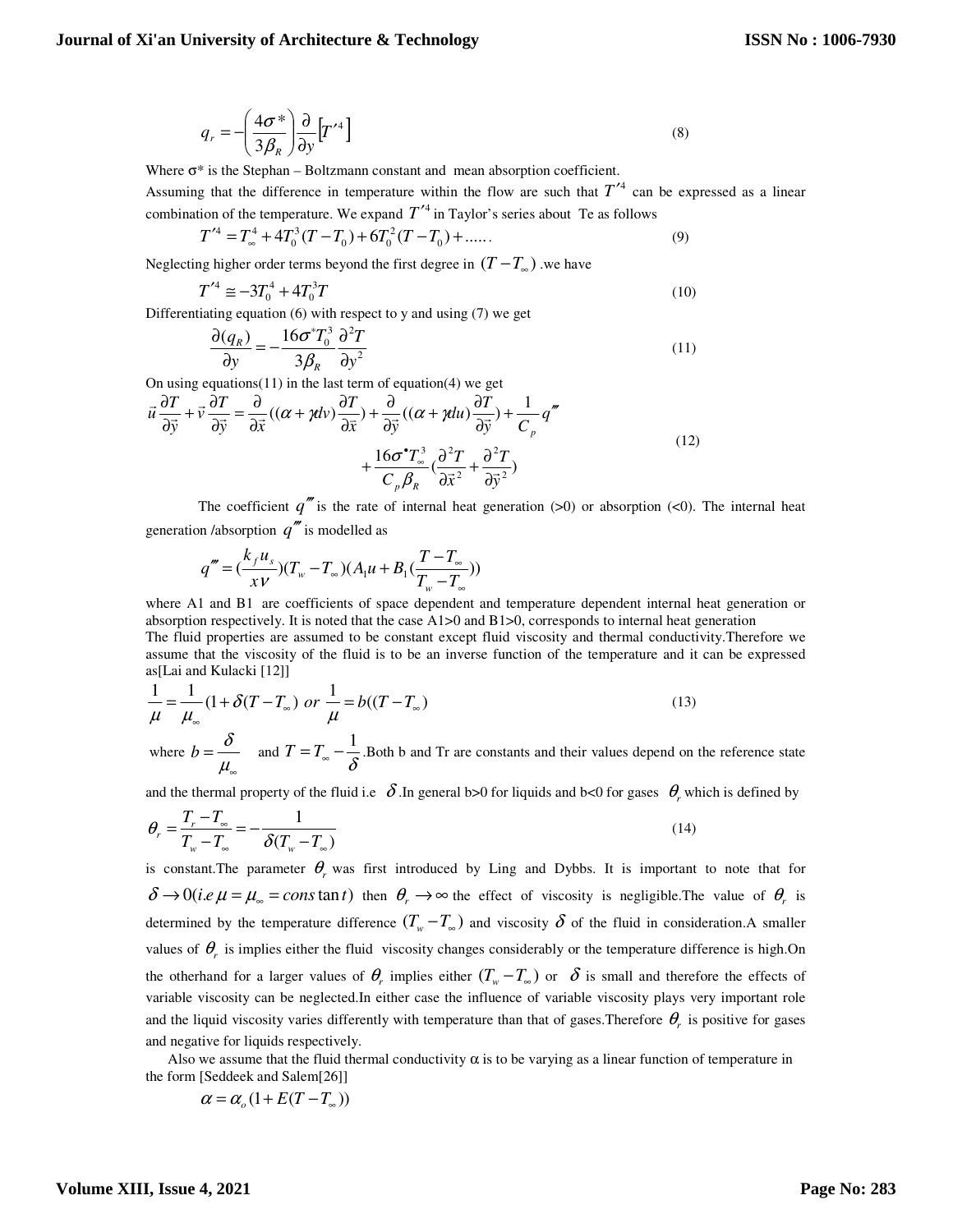$$q_r = -\left(\frac{4\sigma^*}{3\beta_R}\right)\frac{\partial}{\partial y}\left[T'^4\right] \tag{8}$$

Where σ* is the Stephan – Boltzmann constant and mean absorption coefficient.

Assuming that the difference in temperature within the flow are such that $T'^4$ can be expressed as a linear combination of the temperature. We expand $T'^4$ in Taylor's series about Te as follows

$$T'^4 = T_\infty^4 + 4T_0^3(T - T_0) + 6T_0^2(T - T_0) + \ldots\ldots \tag{9}$$

Neglecting higher order terms beyond the first degree in $(T - T_\infty)$ .we have

$$T'^4 \cong -3T_0^4 + 4T_0^3 T \tag{10}$$

Differentiating equation (6) with respect to y and using (7) we get

$$\frac{\partial(q_R)}{\partial y} = -\frac{16\sigma^* T_0^3}{3\beta_R}\frac{\partial^2 T}{\partial y^2} \tag{11}$$

On using equations(11) in the last term of equation(4) we get

$$\vec{u}\frac{\partial T}{\partial \vec{y}} + \vec{v}\frac{\partial T}{\partial \vec{y}} = \frac{\partial}{\partial \vec{x}}((\alpha + \gamma dv)\frac{\partial T}{\partial \vec{x}}) + \frac{\partial}{\partial \vec{y}}((\alpha + \gamma du)\frac{\partial T}{\partial \vec{y}}) + \frac{1}{C_p}q''' + \frac{16\sigma^\bullet T_\infty^3}{C_p \beta_R}(\frac{\partial^2 T}{\partial \vec{x}^2} + \frac{\partial^2 T}{\partial \vec{y}^2}) \tag{12}$$

The coefficient $q'''$ is the rate of internal heat generation (>0) or absorption (<0). The internal heat generation /absorption $q'''$ is modelled as

$$q''' = (\frac{k_f u_s}{x\nu})(T_w - T_\infty)(A_1 u + B_1(\frac{T - T_\infty}{T_w - T_\infty}))$$

where A1 and B1 are coefficients of space dependent and temperature dependent internal heat generation or absorption respectively. It is noted that the case A1>0 and B1>0, corresponds to internal heat generation

The fluid properties are assumed to be constant except fluid viscosity and thermal conductivity.Therefore we assume that the viscosity of the fluid is to be an inverse function of the temperature and it can be expressed as[Lai and Kulacki [12]]

$$\frac{1}{\mu} = \frac{1}{\mu_\infty}(1 + \delta(T - T_\infty) \ or \ \frac{1}{\mu} = b((T - T_\infty) \tag{13}$$

where $b = \frac{\delta}{\mu_\infty}$ and $T = T_\infty - \frac{1}{\delta}$.Both b and Tr are constants and their values depend on the reference state and the thermal property of the fluid i.e $\delta$.In general b>0 for liquids and b<0 for gases $\theta_r$ which is defined by

$$\theta_r = \frac{T_r - T_\infty}{T_w - T_\infty} = -\frac{1}{\delta(T_w - T_\infty)} \tag{14}$$

is constant.The parameter $\theta_r$ was first introduced by Ling and Dybbs. It is important to note that for $\delta \to 0 (i.e\, \mu = \mu_\infty = cons\tan t)$ then $\theta_r \to \infty$ the effect of viscosity is negligible.The value of $\theta_r$ is determined by the temperature difference $(T_w - T_\infty)$ and viscosity $\delta$ of the fluid in consideration.A smaller values of $\theta_r$ is implies either the fluid viscosity changes considerably or the temperature difference is high.On the otherhand for a larger values of $\theta_r$ implies either $(T_w - T_\infty)$ or $\delta$ is small and therefore the effects of variable viscosity can be neglected.In either case the influence of variable viscosity plays very important role and the liquid viscosity varies differently with temperature than that of gases.Therefore $\theta_r$ is positive for gases and negative for liquids respectively.

Also we assume that the fluid thermal conductivity α is to be varying as a linear function of temperature in the form [Seddeek and Salem[26]]

$$\alpha = \alpha_o(1 + E(T - T_\infty))$$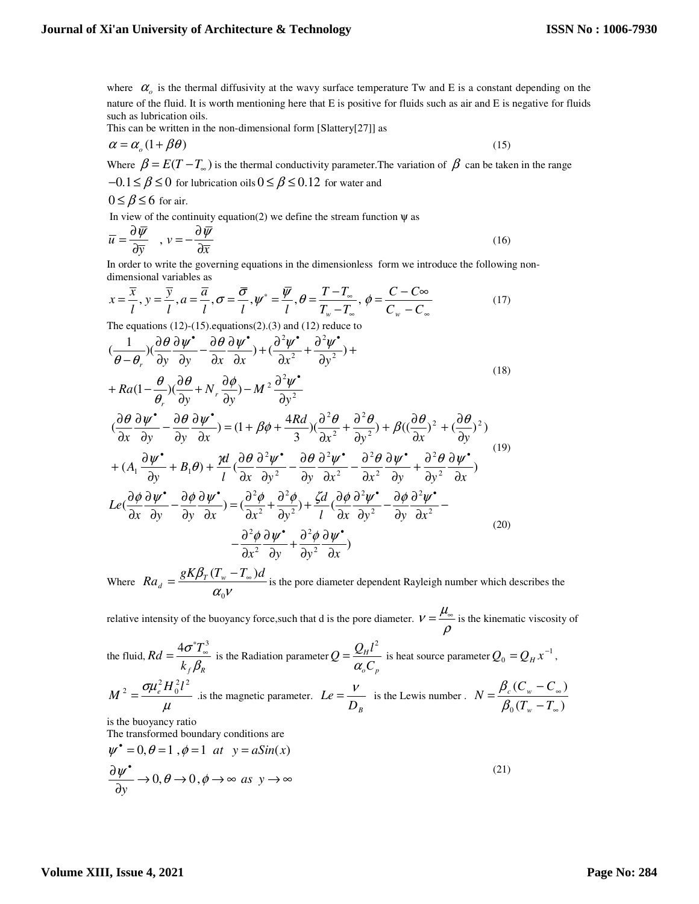where $\alpha_o$ is the thermal diffusivity at the wavy surface temperature Tw and E is a constant depending on the nature of the fluid. It is worth mentioning here that E is positive for fluids such as air and E is negative for fluids such as lubrication oils.

This can be written in the non-dimensional form [Slattery[27]] as

$$\alpha = \alpha_o(1 + \beta\theta) \tag{15}$$

Where $\beta = E(T - T_\infty)$ is the thermal conductivity parameter.The variation of $\beta$ can be taken in the range $-0.1 \le \beta \le 0$ for lubrication oils $0 \le \beta \le 0.12$ for water and $0 \le \beta \le 6$ for air.

In view of the continuity equation(2) we define the stream function ψ as

$$\overline{u} = \frac{\partial \overline{\psi}}{\partial \overline{y}} \quad , v = -\frac{\partial \overline{\psi}}{\partial \overline{x}} \tag{16}$$

In order to write the governing equations in the dimensionless form we introduce the following non-dimensional variables as

$$x = \frac{\overline{x}}{l}, y = \frac{\overline{y}}{l}, a = \frac{\overline{a}}{l}, \sigma = \frac{\overline{\sigma}}{l}, \psi^* = \frac{\overline{\psi}}{l}, \theta = \frac{T - T_\infty}{T_w - T_\infty}, \phi = \frac{C - C\infty}{C_w - C_\infty} \tag{17}$$

The equations (12)-(15).equations(2).(3) and (12) reduce to

$$\begin{aligned}
&(\frac{1}{\theta - \theta_r})(\frac{\partial \theta}{\partial y}\frac{\partial \psi^\bullet}{\partial y} - \frac{\partial \theta}{\partial x}\frac{\partial \psi^\bullet}{\partial x}) + (\frac{\partial^2 \psi^\bullet}{\partial x^2} + \frac{\partial^2 \psi^\bullet}{\partial y^2}) + \\
&+ Ra(1 - \frac{\theta}{\theta_r})(\frac{\partial \theta}{\partial y} + N_r\frac{\partial \phi}{\partial y}) - M^2\frac{\partial^2 \psi^\bullet}{\partial y^2}
\end{aligned} \tag{18}$$

$$\begin{aligned}
&(\frac{\partial \theta}{\partial x}\frac{\partial \psi^\bullet}{\partial y} - \frac{\partial \theta}{\partial y}\frac{\partial \psi^\bullet}{\partial x}) = (1 + \beta\phi + \frac{4Rd}{3})(\frac{\partial^2 \theta}{\partial x^2} + \frac{\partial^2 \theta}{\partial y^2}) + \beta((\frac{\partial \theta}{\partial x})^2 + (\frac{\partial \theta}{\partial y})^2) \\
&+ (A_1\frac{\partial \psi^\bullet}{\partial y} + B_1\theta) + \frac{\gamma d}{l}(\frac{\partial \theta}{\partial x}\frac{\partial^2 \psi^\bullet}{\partial y^2} - \frac{\partial \theta}{\partial y}\frac{\partial^2 \psi^\bullet}{\partial x^2} - \frac{\partial^2 \theta}{\partial x^2}\frac{\partial \psi^\bullet}{\partial y} + \frac{\partial^2 \theta}{\partial y^2}\frac{\partial \psi^\bullet}{\partial x})
\end{aligned} \tag{19}$$

$$\begin{aligned}
&Le(\frac{\partial \phi}{\partial x}\frac{\partial \psi^\bullet}{\partial y} - \frac{\partial \phi}{\partial y}\frac{\partial \psi^\bullet}{\partial x}) = (\frac{\partial^2 \phi}{\partial x^2} + \frac{\partial^2 \phi}{\partial y^2}) + \frac{\zeta d}{l}(\frac{\partial \phi}{\partial x}\frac{\partial^2 \psi^\bullet}{\partial y^2} - \frac{\partial \phi}{\partial y}\frac{\partial^2 \psi^\bullet}{\partial x^2} - \\
&\qquad - \frac{\partial^2 \phi}{\partial x^2}\frac{\partial \psi^\bullet}{\partial y} + \frac{\partial^2 \phi}{\partial y^2}\frac{\partial \psi^\bullet}{\partial x})
\end{aligned} \tag{20}$$

Where $Ra_d = \dfrac{gK\beta_T(T_w - T_\infty)d}{\alpha_0 \nu}$ is the pore diameter dependent Rayleigh number which describes the relative intensity of the buoyancy force,such that d is the pore diameter. $\nu = \dfrac{\mu_\infty}{\rho}$ is the kinematic viscosity of the fluid, $Rd = \dfrac{4\sigma^* T_\infty^3}{k_f \beta_R}$ is the Radiation parameter $Q = \dfrac{Q_H l^2}{\alpha_o C_p}$ is heat source parameter $Q_0 = Q_H x^{-1}$, $M^2 = \dfrac{\sigma \mu_e^2 H_0^2 l^2}{\mu}$ .is the magnetic parameter. $Le = \dfrac{\nu}{D_B}$ is the Lewis number . $N = \dfrac{\beta_c(C_w - C_\infty)}{\beta_0(T_w - T_\infty)}$ is the buoyancy ratio

The transformed boundary conditions are

$$\begin{aligned}
&\psi^\bullet = 0, \theta = 1, \phi = 1 \quad at \quad y = aSin(x) \\
&\frac{\partial \psi^\bullet}{\partial y} \to 0, \theta \to 0, \phi \to \infty \ as \ y \to \infty
\end{aligned} \tag{21}$$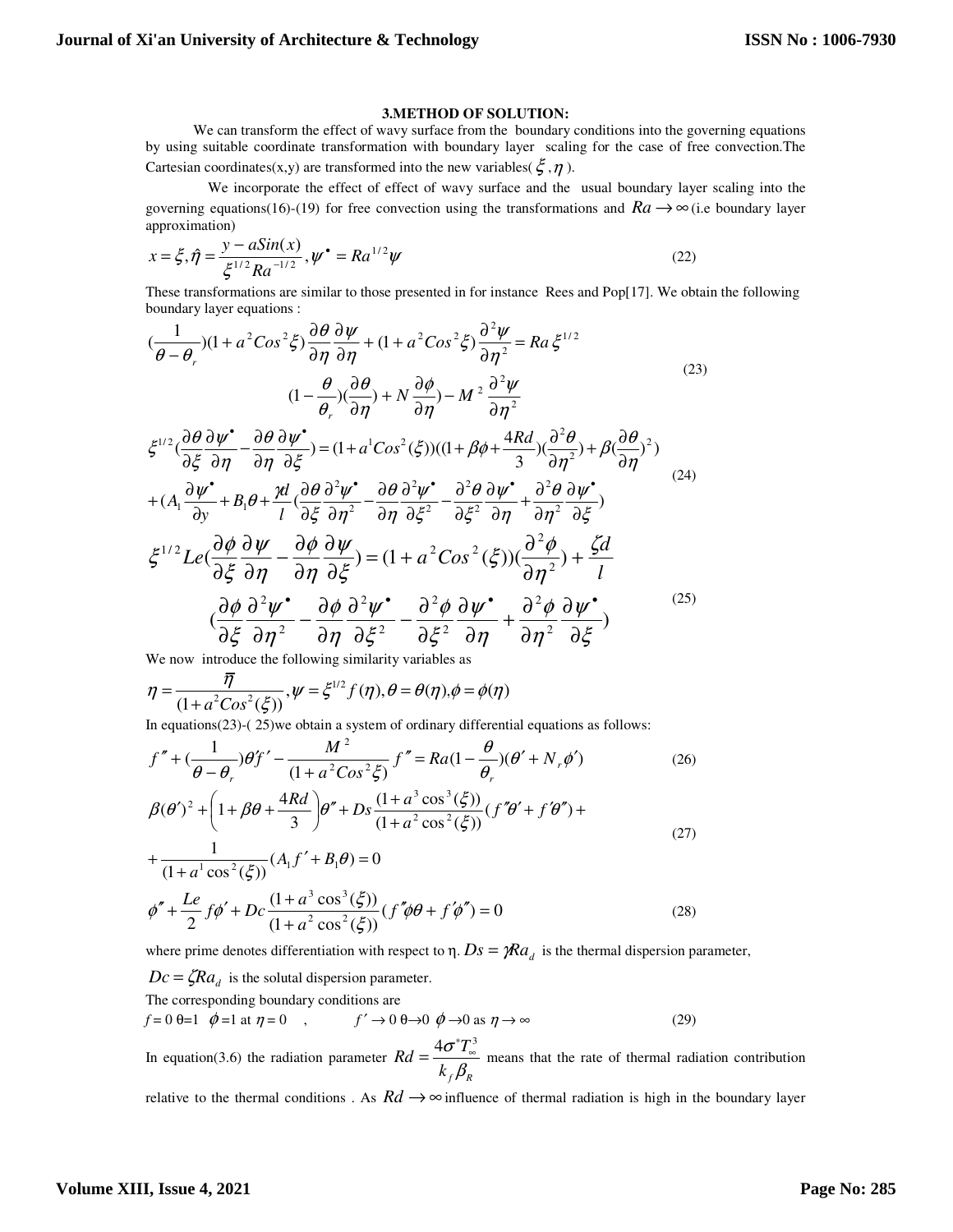## 3.METHOD OF SOLUTION:

We can transform the effect of wavy surface from the boundary conditions into the governing equations by using suitable coordinate transformation with boundary layer scaling for the case of free convection.The Cartesian coordinates(x,y) are transformed into the new variables( $\xi,\eta$ ).

We incorporate the effect of effect of wavy surface and the usual boundary layer scaling into the governing equations(16)-(19) for free convection using the transformations and $Ra \rightarrow \infty$ (i.e boundary layer approximation)

$$x = \xi, \hat{\eta} = \frac{y - aSin(x)}{\xi^{1/2} Ra^{-1/2}}, \psi^{\bullet} = Ra^{1/2}\psi \tag{22}$$

These transformations are similar to those presented in for instance Rees and Pop[17]. We obtain the following boundary layer equations :

$$(\frac{1}{\theta-\theta_r})(1+a^2Cos^2\xi)\frac{\partial\theta}{\partial\eta}\frac{\partial\psi}{\partial\eta} + (1+a^2Cos^2\xi)\frac{\partial^2\psi}{\partial\eta^2} = Ra\,\xi^{1/2}$$
$$(1-\frac{\theta}{\theta_r})(\frac{\partial\theta}{\partial\eta}) + N\frac{\partial\phi}{\partial\eta}) - M^2\frac{\partial^2\psi}{\partial\eta^2} \tag{23}$$

$$\xi^{1/2}(\frac{\partial\theta}{\partial\xi}\frac{\partial\psi^{\bullet}}{\partial\eta} - \frac{\partial\theta}{\partial\eta}\frac{\partial\psi^{\bullet}}{\partial\xi}) = (1+a^1Cos^2(\xi))((1+\beta\phi+\frac{4Rd}{3})(\frac{\partial^2\theta}{\partial\eta^2}) + \beta(\frac{\partial\theta}{\partial\eta})^2)$$
$$+(A_1\frac{\partial\psi^{\bullet}}{\partial y} + B_1\theta + \frac{\gamma d}{l}(\frac{\partial\theta}{\partial\xi}\frac{\partial^2\psi^{\bullet}}{\partial\eta^2} - \frac{\partial\theta}{\partial\eta}\frac{\partial^2\psi^{\bullet}}{\partial\xi^2} - \frac{\partial^2\theta}{\partial\xi^2}\frac{\partial\psi^{\bullet}}{\partial\eta} + \frac{\partial^2\theta}{\partial\eta^2}\frac{\partial\psi^{\bullet}}{\partial\xi}) \tag{24}$$

$$\xi^{1/2}Le(\frac{\partial\phi}{\partial\xi}\frac{\partial\psi}{\partial\eta} - \frac{\partial\phi}{\partial\eta}\frac{\partial\psi}{\partial\xi}) = (1+a^2Cos^2(\xi))(\frac{\partial^2\phi}{\partial\eta^2}) + \frac{\zeta d}{l}$$
$$(\frac{\partial\phi}{\partial\xi}\frac{\partial^2\psi^{\bullet}}{\partial\eta^2} - \frac{\partial\phi}{\partial\eta}\frac{\partial^2\psi^{\bullet}}{\partial\xi^2} - \frac{\partial^2\phi}{\partial\xi^2}\frac{\partial\psi^{\bullet}}{\partial\eta} + \frac{\partial^2\phi}{\partial\eta^2}\frac{\partial\psi^{\bullet}}{\partial\xi}) \tag{25}$$

We now introduce the following similarity variables as

$$\eta = \frac{\overline{\eta}}{(1+a^2Cos^2(\xi))}, \psi = \xi^{1/2}f(\eta), \theta = \theta(\eta), \phi = \phi(\eta)$$

In equations(23)-( 25)we obtain a system of ordinary differential equations as follows:

$$f'' + (\frac{1}{\theta-\theta_r})\theta' f' - \frac{M^2}{(1+a^2Cos^2\xi)}f'' = Ra(1-\frac{\theta}{\theta_r})(\theta' + N_r\phi') \tag{26}$$

$$\beta(\theta')^2 + \left(1+\beta\theta+\frac{4Rd}{3}\right)\theta'' + Ds\frac{(1+a^3\cos^3(\xi))}{(1+a^2\cos^2(\xi))}(f''\theta' + f'\theta'') +$$
$$+\frac{1}{(1+a^1\cos^2(\xi))}(A_1f' + B_1\theta) = 0 \tag{27}$$

$$\phi'' + \frac{Le}{2}f\phi' + Dc\frac{(1+a^3\cos^3(\xi))}{(1+a^2\cos^2(\xi))}(f''\phi\theta + f'\phi'') = 0 \tag{28}$$

where prime denotes differentiation with respect to η. $Ds = \gamma Ra_d$ is the thermal dispersion parameter,

$Dc = \zeta Ra_d$ is the solutal dispersion parameter.

The corresponding boundary conditions are

$$f = 0\ \ \theta=1\ \ \phi=1 \text{ at } \eta = 0 \quad , \qquad f' \to 0\ \ \theta \to 0\ \ \phi \to 0 \text{ as } \eta \to \infty \tag{29}$$

In equation(3.6) the radiation parameter $Rd = \frac{4\sigma^* T_\infty^3}{k_f \beta_R}$ means that the rate of thermal radiation contribution relative to the thermal conditions . As $Rd \rightarrow \infty$ influence of thermal radiation is high in the boundary layer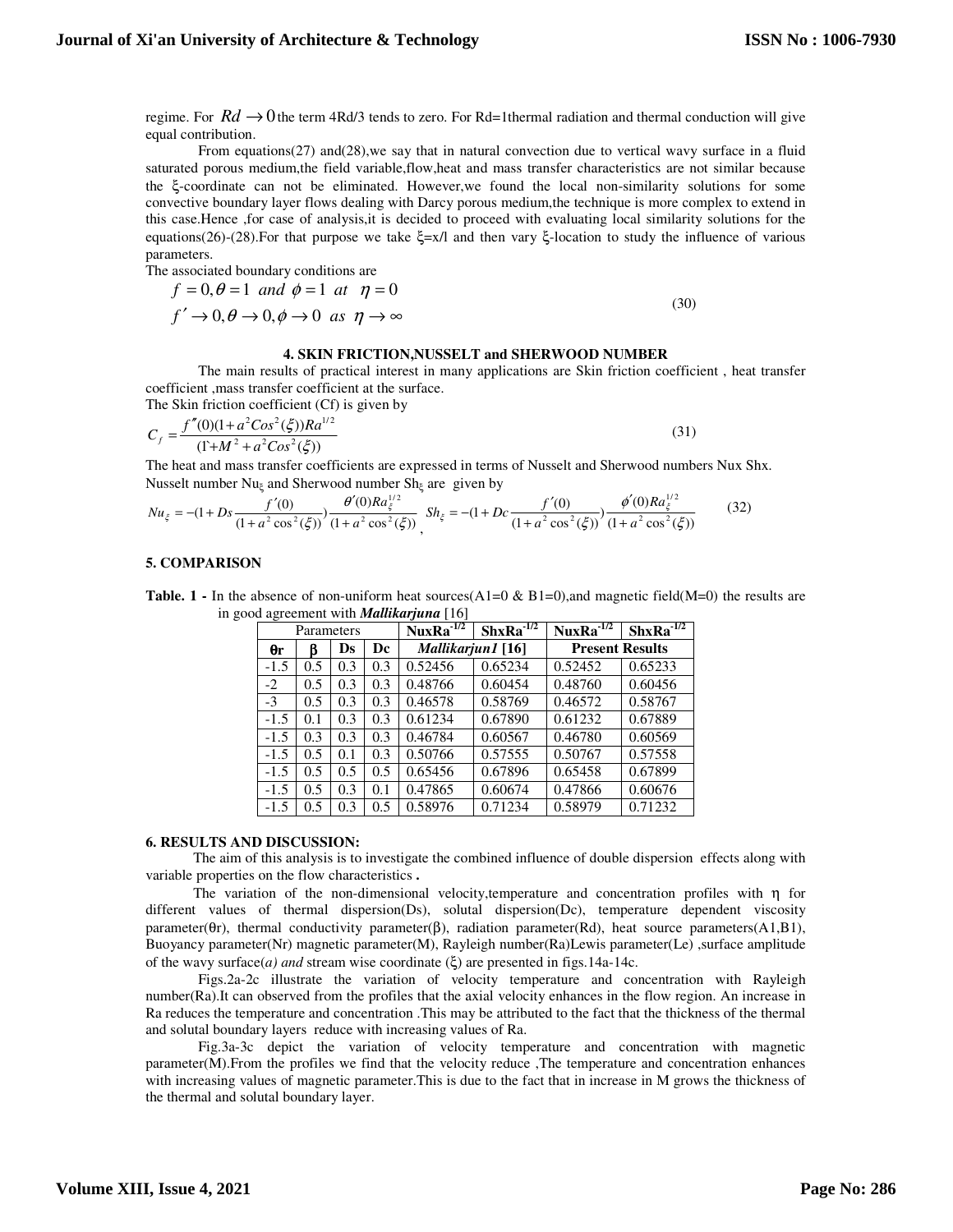regime. For $Rd \to 0$ the term 4Rd/3 tends to zero. For Rd=1thermal radiation and thermal conduction will give equal contribution.

From equations(27) and(28),we say that in natural convection due to vertical wavy surface in a fluid saturated porous medium,the field variable,flow,heat and mass transfer characteristics are not similar because the ξ-coordinate can not be eliminated. However,we found the local non-similarity solutions for some convective boundary layer flows dealing with Darcy porous medium,the technique is more complex to extend in this case.Hence ,for case of analysis,it is decided to proceed with evaluating local similarity solutions for the equations(26)-(28).For that purpose we take ξ=x/l and then vary ξ-location to study the influence of various parameters.

The associated boundary conditions are

$$f = 0, \theta = 1 \ \ and \ \ \phi = 1 \ \ at \ \ \eta = 0$$
$$f' \to 0, \theta \to 0, \phi \to 0 \ \ as \ \ \eta \to \infty \tag{30}$$

### 4. SKIN FRICTION,NUSSELT and SHERWOOD NUMBER

The main results of practical interest in many applications are Skin friction coefficient , heat transfer coefficient ,mass transfer coefficient at the surface.

The Skin friction coefficient (Cf) is given by

$$C_f = \frac{f''(0)(1+a^2 Cos^2(\xi))Ra^{1/2}}{(1+M^2 + a^2 Cos^2(\xi))} \tag{31}$$

The heat and mass transfer coefficients are expressed in terms of Nusselt and Sherwood numbers Nux Shx. Nusselt number $Nu_\xi$ and Sherwood number $Sh_\xi$ are given by

$$Nu_\xi = -(1 + Ds\frac{f'(0)}{(1+a^2\cos^2(\xi))})\frac{\theta'(0)Ra_\xi^{1/2}}{(1+a^2\cos^2(\xi))}, \quad Sh_\xi = -(1 + Dc\frac{f'(0)}{(1+a^2\cos^2(\xi))})\frac{\phi'(0)Ra_\xi^{1/2}}{(1+a^2\cos^2(\xi))} \tag{32}$$

### 5. COMPARISON

**Table. 1 -** In the absence of non-uniform heat sources(A1=0 & B1=0),and magnetic field(M=0) the results are in good agreement with ***Mallikarjuna*** [16]

| Parameters | | | | $NuxRa^{-1/2}$ | $ShxRa^{-1/2}$ | $NuxRa^{-1/2}$ | $ShxRa^{-1/2}$ |
|---|---|---|---|---|---|---|---|
| θr | β | Ds | Dc | *Mallikarjun1* [16] | | **Present Results** | |
| -1.5 | 0.5 | 0.3 | 0.3 | 0.52456 | 0.65234 | 0.52452 | 0.65233 |
| -2 | 0.5 | 0.3 | 0.3 | 0.48766 | 0.60454 | 0.48760 | 0.60456 |
| -3 | 0.5 | 0.3 | 0.3 | 0.46578 | 0.58769 | 0.46572 | 0.58767 |
| -1.5 | 0.1 | 0.3 | 0.3 | 0.61234 | 0.67890 | 0.61232 | 0.67889 |
| -1.5 | 0.3 | 0.3 | 0.3 | 0.46784 | 0.60567 | 0.46780 | 0.60569 |
| -1.5 | 0.5 | 0.1 | 0.3 | 0.50766 | 0.57555 | 0.50767 | 0.57558 |
| -1.5 | 0.5 | 0.5 | 0.5 | 0.65456 | 0.67896 | 0.65458 | 0.67899 |
| -1.5 | 0.5 | 0.3 | 0.1 | 0.47865 | 0.60674 | 0.47866 | 0.60676 |
| -1.5 | 0.5 | 0.3 | 0.5 | 0.58976 | 0.71234 | 0.58979 | 0.71232 |

### 6. RESULTS AND DISCUSSION:

The aim of this analysis is to investigate the combined influence of double dispersion effects along with variable properties on the flow characteristics **.**

The variation of the non-dimensional velocity,temperature and concentration profiles with η for different values of thermal dispersion(Ds), solutal dispersion(Dc), temperature dependent viscosity parameter(θr), thermal conductivity parameter(β), radiation parameter(Rd), heat source parameters(A1,B1), Buoyancy parameter(Nr) magnetic parameter(M), Rayleigh number(Ra)Lewis parameter(Le) ,surface amplitude of the wavy surface(*a) and* stream wise coordinate (ξ) are presented in figs.14a-14c.

Figs.2a-2c illustrate the variation of velocity temperature and concentration with Rayleigh number(Ra).It can observed from the profiles that the axial velocity enhances in the flow region. An increase in Ra reduces the temperature and concentration .This may be attributed to the fact that the thickness of the thermal and solutal boundary layers reduce with increasing values of Ra.

Fig.3a-3c depict the variation of velocity temperature and concentration with magnetic parameter(M).From the profiles we find that the velocity reduce ,The temperature and concentration enhances with increasing values of magnetic parameter.This is due to the fact that in increase in M grows the thickness of the thermal and solutal boundary layer.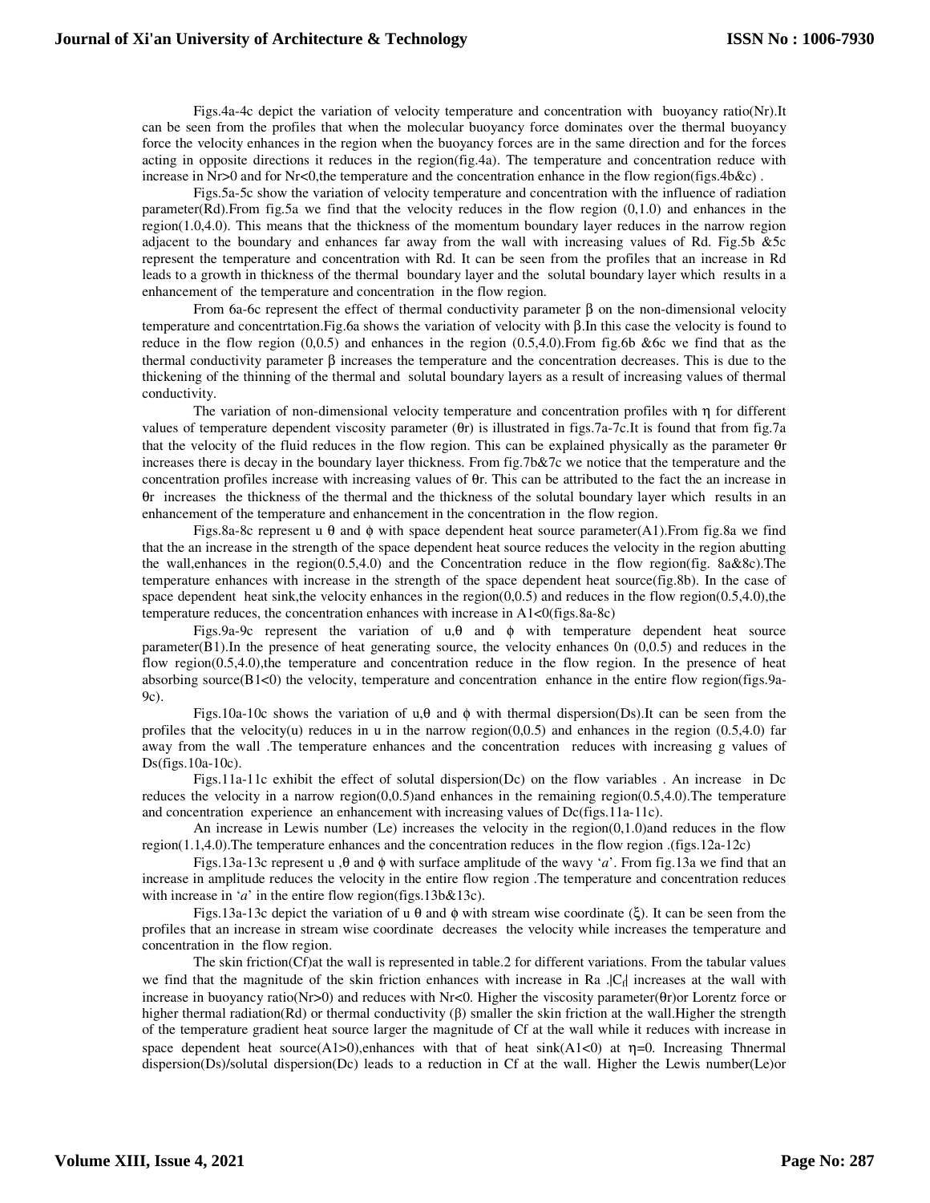Figs.4a-4c depict the variation of velocity temperature and concentration with buoyancy ratio(Nr).It can be seen from the profiles that when the molecular buoyancy force dominates over the thermal buoyancy force the velocity enhances in the region when the buoyancy forces are in the same direction and for the forces acting in opposite directions it reduces in the region(fig.4a). The temperature and concentration reduce with increase in Nr>0 and for Nr<0,the temperature and the concentration enhance in the flow region(figs.4b&c) .

Figs.5a-5c show the variation of velocity temperature and concentration with the influence of radiation parameter(Rd).From fig.5a we find that the velocity reduces in the flow region (0,1.0) and enhances in the region(1.0,4.0). This means that the thickness of the momentum boundary layer reduces in the narrow region adjacent to the boundary and enhances far away from the wall with increasing values of Rd. Fig.5b &5c represent the temperature and concentration with Rd. It can be seen from the profiles that an increase in Rd leads to a growth in thickness of the thermal boundary layer and the solutal boundary layer which results in a enhancement of the temperature and concentration in the flow region.

From 6a-6c represent the effect of thermal conductivity parameter β on the non-dimensional velocity temperature and concentrtation.Fig.6a shows the variation of velocity with β.In this case the velocity is found to reduce in the flow region (0,0.5) and enhances in the region (0.5,4.0).From fig.6b &6c we find that as the thermal conductivity parameter β increases the temperature and the concentration decreases. This is due to the thickening of the thinning of the thermal and solutal boundary layers as a result of increasing values of thermal conductivity.

The variation of non-dimensional velocity temperature and concentration profiles with η for different values of temperature dependent viscosity parameter (θr) is illustrated in figs.7a-7c.It is found that from fig.7a that the velocity of the fluid reduces in the flow region. This can be explained physically as the parameter θr increases there is decay in the boundary layer thickness. From fig.7b&7c we notice that the temperature and the concentration profiles increase with increasing values of θr. This can be attributed to the fact the an increase in θr increases the thickness of the thermal and the thickness of the solutal boundary layer which results in an enhancement of the temperature and enhancement in the concentration in the flow region.

Figs.8a-8c represent u θ and ϕ with space dependent heat source parameter(A1).From fig.8a we find that the an increase in the strength of the space dependent heat source reduces the velocity in the region abutting the wall,enhances in the region(0.5,4.0) and the Concentration reduce in the flow region(fig. 8a&8c).The temperature enhances with increase in the strength of the space dependent heat source(fig.8b). In the case of space dependent heat sink,the velocity enhances in the region(0,0.5) and reduces in the flow region(0.5,4.0),the temperature reduces, the concentration enhances with increase in A1<0(figs.8a-8c)

Figs.9a-9c represent the variation of u,θ and ϕ with temperature dependent heat source parameter(B1).In the presence of heat generating source, the velocity enhances 0n (0,0.5) and reduces in the flow region(0.5,4.0),the temperature and concentration reduce in the flow region. In the presence of heat absorbing source(B1<0) the velocity, temperature and concentration enhance in the entire flow region(figs.9a-9c).

Figs.10a-10c shows the variation of u,θ and ϕ with thermal dispersion(Ds).It can be seen from the profiles that the velocity(u) reduces in u in the narrow region(0,0.5) and enhances in the region (0.5,4.0) far away from the wall .The temperature enhances and the concentration reduces with increasing g values of Ds(figs.10a-10c).

Figs.11a-11c exhibit the effect of solutal dispersion(Dc) on the flow variables . An increase in Dc reduces the velocity in a narrow region(0,0.5)and enhances in the remaining region(0.5,4.0).The temperature and concentration experience an enhancement with increasing values of Dc(figs.11a-11c).

An increase in Lewis number (Le) increases the velocity in the region(0,1.0)and reduces in the flow region(1.1,4.0).The temperature enhances and the concentration reduces in the flow region .(figs.12a-12c)

Figs.13a-13c represent u ,θ and ϕ with surface amplitude of the wavy '*a*'. From fig.13a we find that an increase in amplitude reduces the velocity in the entire flow region .The temperature and concentration reduces with increase in '*a*' in the entire flow region(figs.13b&13c).

Figs.13a-13c depict the variation of u θ and ϕ with stream wise coordinate (ξ). It can be seen from the profiles that an increase in stream wise coordinate decreases the velocity while increases the temperature and concentration in the flow region.

The skin friction(Cf)at the wall is represented in table.2 for different variations. From the tabular values we find that the magnitude of the skin friction enhances with increase in Ra .$|C_f|$ increases at the wall with increase in buoyancy ratio(Nr>0) and reduces with Nr<0. Higher the viscosity parameter(θr)or Lorentz force or higher thermal radiation(Rd) or thermal conductivity (β) smaller the skin friction at the wall.Higher the strength of the temperature gradient heat source larger the magnitude of Cf at the wall while it reduces with increase in space dependent heat source(A1>0),enhances with that of heat sink(A1<0) at η=0. Increasing Thnermal dispersion(Ds)/solutal dispersion(Dc) leads to a reduction in Cf at the wall. Higher the Lewis number(Le)or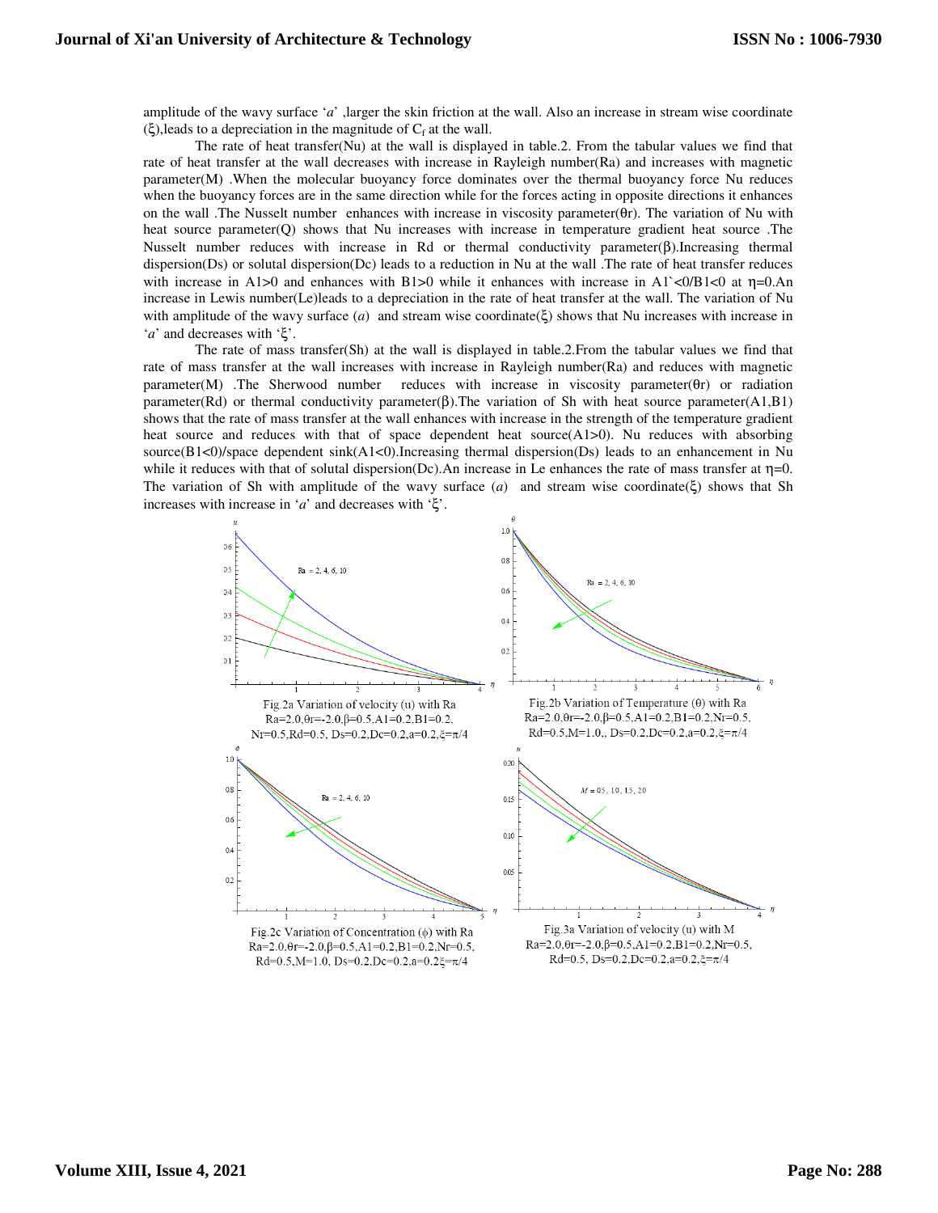amplitude of the wavy surface '*a*' ,larger the skin friction at the wall. Also an increase in stream wise coordinate ($\xi$),leads to a depreciation in the magnitude of $C_f$ at the wall.

The rate of heat transfer(Nu) at the wall is displayed in table.2. From the tabular values we find that rate of heat transfer at the wall decreases with increase in Rayleigh number(Ra) and increases with magnetic parameter(M) .When the molecular buoyancy force dominates over the thermal buoyancy force Nu reduces when the buoyancy forces are in the same direction while for the forces acting in opposite directions it enhances on the wall .The Nusselt number enhances with increase in viscosity parameter($\theta$r). The variation of Nu with heat source parameter(Q) shows that Nu increases with increase in temperature gradient heat source .The Nusselt number reduces with increase in Rd or thermal conductivity parameter($\beta$).Increasing thermal dispersion(Ds) or solutal dispersion(Dc) leads to a reduction in Nu at the wall .The rate of heat transfer reduces with increase in A1>0 and enhances with B1>0 while it enhances with increase in A1`<0/B1<0 at $\eta$=0.An increase in Lewis number(Le)leads to a depreciation in the rate of heat transfer at the wall. The variation of Nu with amplitude of the wavy surface (*a*) and stream wise coordinate($\xi$) shows that Nu increases with increase in '*a*' and decreases with '$\xi$'.

The rate of mass transfer(Sh) at the wall is displayed in table.2.From the tabular values we find that rate of mass transfer at the wall increases with increase in Rayleigh number(Ra) and reduces with magnetic parameter(M) .The Sherwood number reduces with increase in viscosity parameter($\theta$r) or radiation parameter(Rd) or thermal conductivity parameter($\beta$).The variation of Sh with heat source parameter(A1,B1) shows that the rate of mass transfer at the wall enhances with increase in the strength of the temperature gradient heat source and reduces with that of space dependent heat source(A1>0). Nu reduces with absorbing source(B1<0)/space dependent sink(A1<0).Increasing thermal dispersion(Ds) leads to an enhancement in Nu while it reduces with that of solutal dispersion(Dc).An increase in Le enhances the rate of mass transfer at $\eta$=0. The variation of Sh with amplitude of the wavy surface (*a*) and stream wise coordinate($\xi$) shows that Sh increases with increase in '*a*' and decreases with '$\xi$'.

Fig.2a Variation of velocity (u) with Ra
Ra=2.0,$\theta$r=-2.0,$\beta$=0.5,A1=0.2,B1=0.2, Nr=0.5,Rd=0.5, Ds=0.2,Dc=0.2,a=0.2,$\xi$=$\pi$/4

Fig.2b Variation of Temperature ($\theta$) with Ra
Ra=2.0,$\theta$r=-2.0,$\beta$=0.5,A1=0.2,B1=0.2,Nr=0.5, Rd=0.5,M=1.0,, Ds=0.2,Dc=0.2,a=0.2,$\xi$=$\pi$/4

Fig.2c Variation of Concentration ($\phi$) with Ra
Ra=2.0,$\theta$r=-2.0,$\beta$=0.5,A1=0.2,B1=0.2,Nr=0.5, Rd=0.5,M=1.0, Ds=0.2,Dc=0.2,a=0.2$\xi$=$\pi$/4

Fig.3a Variation of velocity (u) with M
Ra=2.0,$\theta$r=-2.0,$\beta$=0.5,A1=0.2,B1=0.2,Nr=0.5, Rd=0.5, Ds=0.2,Dc=0.2,a=0.2,$\xi$=$\pi$/4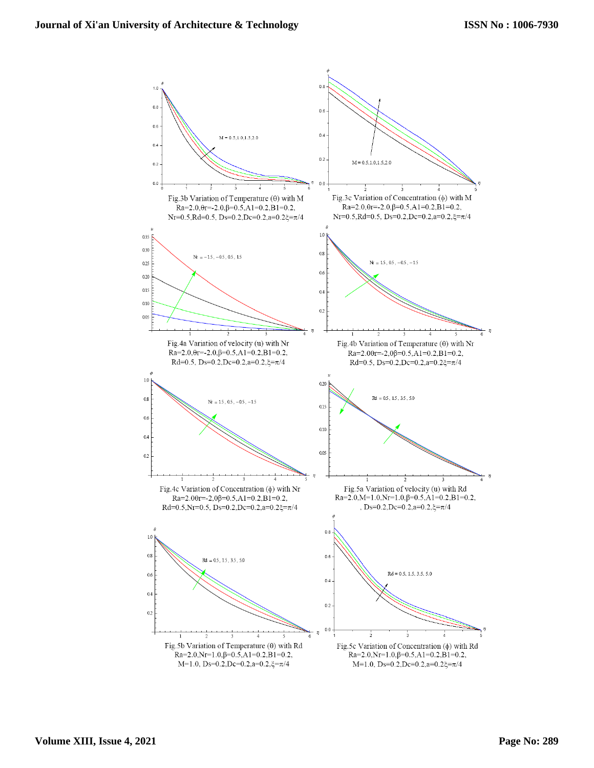Fig.3b Variation of Temperature ($\theta$) with M
Ra=2.0,$\theta$r=-2.0,$\beta$=0.5,A1=0.2,B1=0.2,
Nr=0.5,Rd=0.5, Ds=0.2,Dc=0.2,a=0.2$\xi$=$\pi$/4

Fig.3c Variation of Concentration ($\phi$) with M
Ra=2.0,$\theta$r=-2.0,$\beta$=0.5,A1=0.2,B1=0.2,
Nr=0.5,Rd=0.5, Ds=0.2,Dc=0.2,a=0.2,$\xi$=$\pi$/4

Fig.4a Variation of velocity (u) with Nr
Ra=2.0,$\theta$r=-2.0,$\beta$=0.5,A1=0.2,B1=0.2,
Rd=0.5, Ds=0.2,Dc=0.2,a=0.2,$\xi$=$\pi$/4

Fig.4b Variation of Temperature ($\theta$) with Nr
Ra=2.0$\theta$r=-2,0$\beta$=0.5,A1=0.2,B1=0.2,
Rd=0.5, Ds=0.2,Dc=0.2,a=0.2$\xi$=$\pi$/4

Fig.4c Variation of Concentration ($\phi$) with Nr
Ra=2.0$\theta$r=-2,0$\beta$=0.5,A1=0.2,B1=0.2,
Rd=0.5,Nr=0.5, Ds=0.2,Dc=0.2,a=0.2$\xi$=$\pi$/4

Fig.5a Variation of velocity (u) with Rd
Ra=2.0,M=1.0,Nr=1.0,$\beta$=0.5,A1=0.2,B1=0.2,
, Ds=0.2,Dc=0.2,a=0.2,$\xi$=$\pi$/4

Fig.5b Variation of Temperature ($\theta$) with Rd
Ra=2.0,Nr=1.0,$\beta$=0.5,A1=0.2,B1=0.2,
M=1.0, Ds=0.2,Dc=0.2,a=0.2,$\xi$=$\pi$/4

Fig.5c Variation of Concentration ($\phi$) with Rd
Ra=2.0,Nr=1.0,$\beta$=0.5,A1=0.2,B1=0.2,
M=1.0, Ds=0.2,Dc=0.2,a=0.2$\xi$=$\pi$/4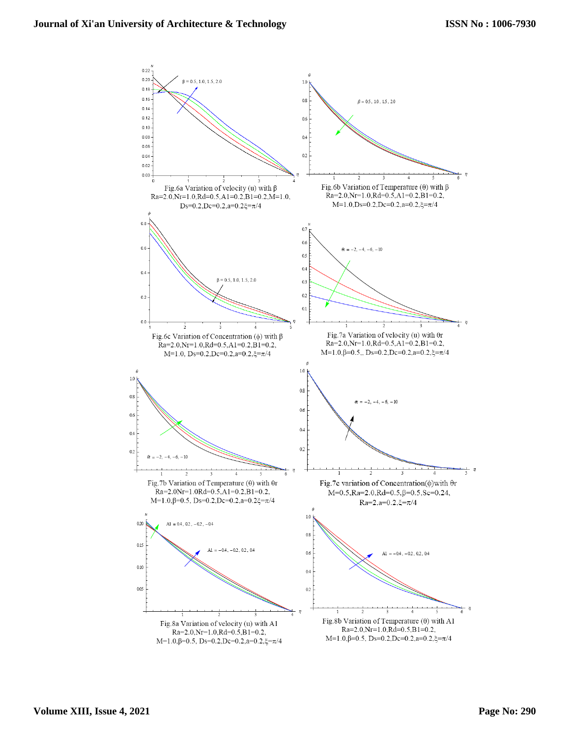Fig.6a Variation of velocity (u) with $\beta$
Ra=2.0,Nr=1.0,Rd=0.5,A1=0.2,B1=0.2,M=1.0, Ds=0.2,Dc=0.2,a=0.2$\xi=\pi/4$

Fig.6b Variation of Temperature ($\theta$) with $\beta$
Ra=2.0,Nr=1.0,Rd=0.5,A1=0.2,B1=0.2, M=1.0,Ds=0.2,Dc=0.2,a=0.2,$\xi=\pi/4$

Fig.6c Variation of Concentration ($\phi$) with $\beta$
Ra=2.0,Nr=1.0,Rd=0.5,A1=0.2,B1=0.2, M=1.0, Ds=0.2,Dc=0.2,a=0.2,$\xi=\pi/4$

Fig.7a Variation of velocity (u) with $\theta$r
Ra=2.0,Nr=1.0,Rd=0.5,A1=0.2,B1=0.2, M=1.0,$\beta$=0.5,, Ds=0.2,Dc=0.2,a=0.2,$\xi=\pi/4$

Fig.7b Variation of Temperature ($\theta$) with $\theta$r
Ra=2.0Nr=1.0Rd=0.5,A1=0.2,B1=0.2, M=1.0,$\beta$=0.5, Ds=0.2,Dc=0.2,a=0.2$\xi=\pi/4$

**Fig.7c** variation of Concentration($\phi$)with $\theta$r
M=0.5,Ra=2.0,Rd=0.5,$\beta$=0.5,Sc=0.24, Ra=2,a=0.2,$\xi=\pi/4$

Fig.8a Variation of velocity (u) with A1
Ra=2.0,Nr=1.0,Rd=0.5,B1=0.2, M=1.0,$\beta$=0.5, Ds=0.2,Dc=0.2,a=0.2,$\xi=\pi/4$

Fig.8b Variation of Temperature ($\theta$) with A1
Ra=2.0,Nr=1.0,Rd=0.5,B1=0.2, M=1.0,$\beta$=0.5, Ds=0.2,Dc=0.2,a=0.2,$\xi=\pi/4$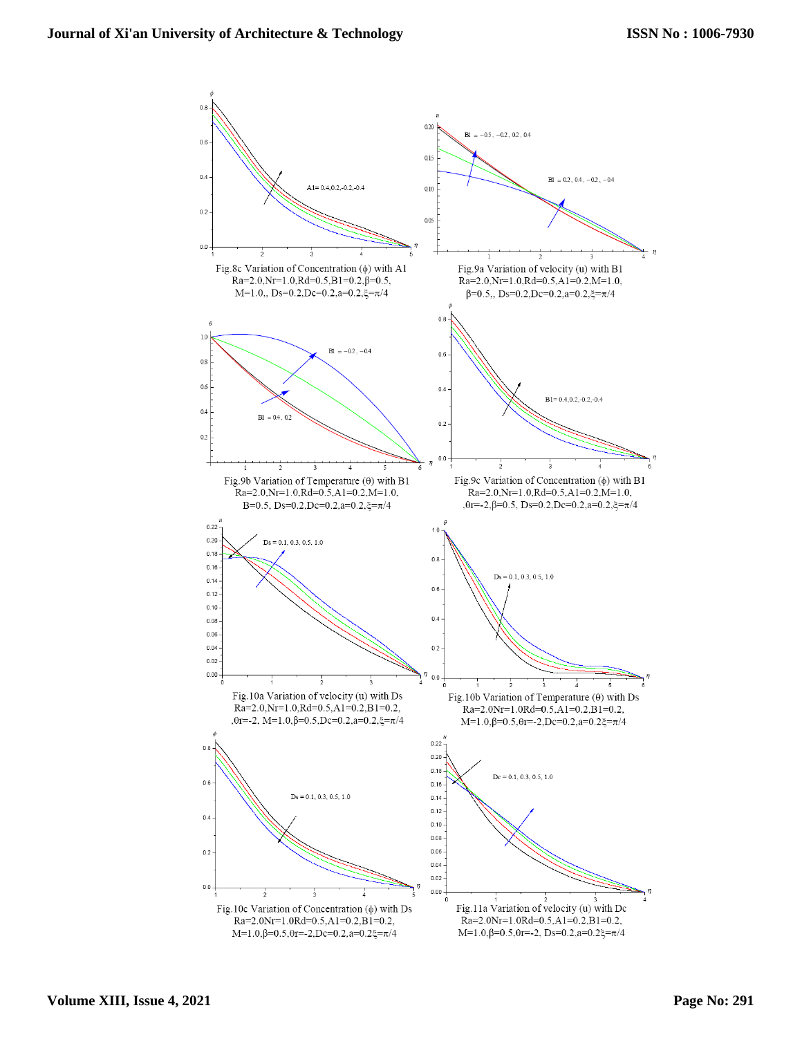Fig.8c Variation of Concentration ($\phi$) with A1
Ra=2.0,Nr=1.0,Rd=0.5,B1=0.2,$\beta$=0.5,
M=1.0,, Ds=0.2,Dc=0.2,a=0.2,$\xi=\pi/4$

Fig.9a Variation of velocity (u) with B1
Ra=2.0,Nr=1.0,Rd=0.5,A1=0.2,M=1.0,
$\beta$=0.5,, Ds=0.2,Dc=0.2,a=0.2,$\xi=\pi/4$

Fig.9b Variation of Temperature ($\theta$) with B1
Ra=2.0,Nr=1.0,Rd=0.5,A1=0.2,M=1.0,
B=0.5, Ds=0.2,Dc=0.2,a=0.2,$\xi=\pi/4$

Fig.9c Variation of Concentration ($\phi$) with B1
Ra=2.0,Nr=1.0,Rd=0.5,A1=0.2,M=1.0,
,$\theta$r=-2,$\beta$=0.5, Ds=0.2,Dc=0.2,a=0.2,$\xi=\pi/4$

Fig.10a Variation of velocity (u) with Ds
Ra=2.0,Nr=1.0,Rd=0.5,A1=0.2,B1=0.2,
,$\theta$r=-2, M=1.0,$\beta$=0.5,Dc=0.2,a=0.2,$\xi=\pi/4$

Fig.10b Variation of Temperature ($\theta$) with Ds
Ra=2.0Nr=1.0Rd=0.5,A1=0.2,B1=0.2,
M=1.0,$\beta$=0.5,$\theta$r=-2,Dc=0.2,a=0.2$\xi=\pi/4$

Fig.10c Variation of Concentration ($\phi$) with Ds
Ra=2.0Nr=1.0Rd=0.5,A1=0.2,B1=0.2,
M=1.0,$\beta$=0.5,$\theta$r=-2,Dc=0.2,a=0.2$\xi=\pi/4$

Fig.11a Variation of velocity (u) with Dc
Ra=2.0Nr=1.0Rd=0.5,A1=0.2,B1=0.2,
M=1.0,$\beta$=0.5,$\theta$r=-2, Ds=0.2,a=0.2$\xi=\pi/4$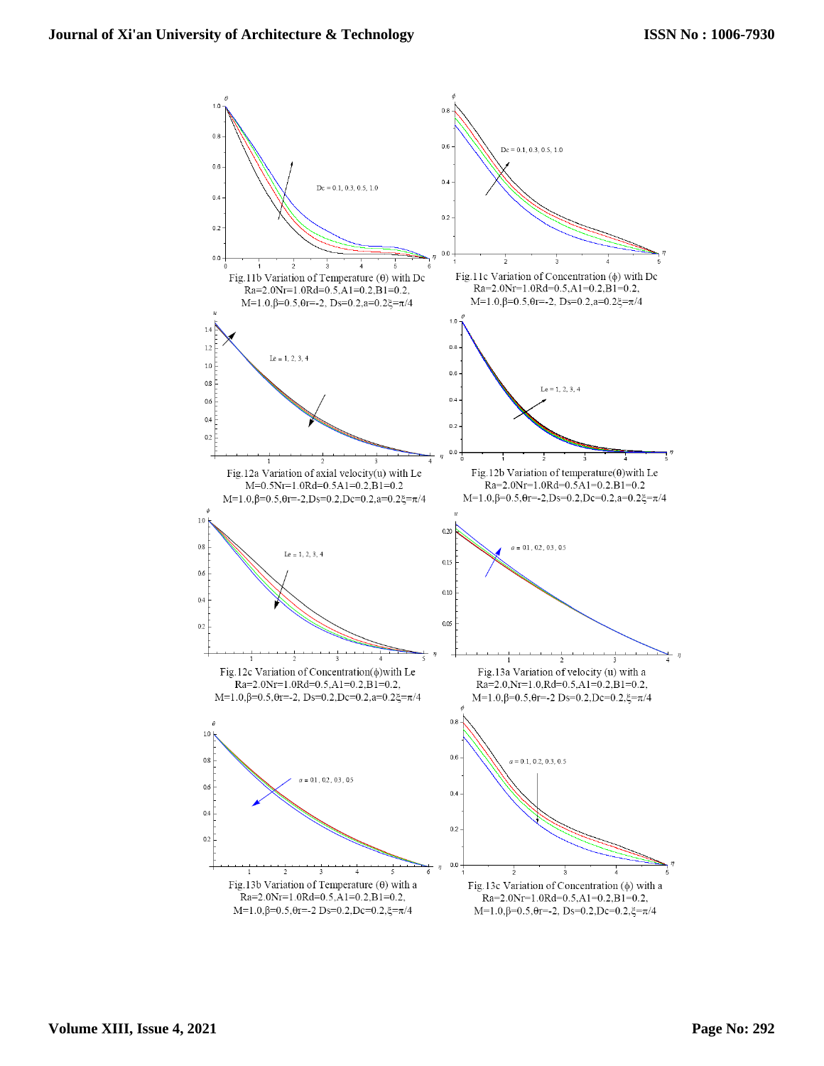Fig.11b Variation of Temperature ($\theta$) with Dc
Ra=2.0Nr=1.0Rd=0.5,A1=0.2,B1=0.2,
M=1.0,$\beta$=0.5,$\theta$r=-2, Ds=0.2,a=0.2$\xi$=$\pi$/4

Fig.11c Variation of Concentration ($\phi$) with Dc
Ra=2.0Nr=1.0Rd=0.5,A1=0.2,B1=0.2,
M=1.0,$\beta$=0.5,$\theta$r=-2, Ds=0.2,a=0.2$\xi$=$\pi$/4

Fig.12a Variation of axial velocity(u) with Le
M=0.5Nr=1.0Rd=0.5A1=0.2,B1=0.2
M=1.0,$\beta$=0.5,$\theta$r=-2,Ds=0.2,Dc=0.2,a=0.2$\xi$=$\pi$/4

Fig.12b Variation of temperature($\theta$)with Le
Ra=2.0Nr=1.0Rd=0.5A1=0.2,B1=0.2
M=1.0,$\beta$=0.5,$\theta$r=-2,Ds=0.2,Dc=0.2,a=0.2$\xi$=$\pi$/4

Fig.12c Variation of Concentration($\phi$)with Le
Ra=2.0Nr=1.0Rd=0.5,A1=0.2,B1=0.2,
M=1.0,$\beta$=0.5,$\theta$r=-2, Ds=0.2,Dc=0.2,a=0.2$\xi$=$\pi$/4

Fig.13a Variation of velocity (u) with a
Ra=2.0,Nr=1.0,Rd=0.5,A1=0.2,B1=0.2,
M=1.0,$\beta$=0.5,$\theta$r=-2 Ds=0.2,Dc=0.2,$\xi$=$\pi$/4

Fig.13b Variation of Temperature ($\theta$) with a
Ra=2.0Nr=1.0Rd=0.5,A1=0.2,B1=0.2,
M=1.0,$\beta$=0.5,$\theta$r=-2 Ds=0.2,Dc=0.2,$\xi$=$\pi$/4

Fig.13c Variation of Concentration ($\phi$) with a
Ra=2.0Nr=1.0Rd=0.5,A1=0.2,B1=0.2,
M=1.0,$\beta$=0.5,$\theta$r=-2, Ds=0.2,Dc=0.2,$\xi$=$\pi$/4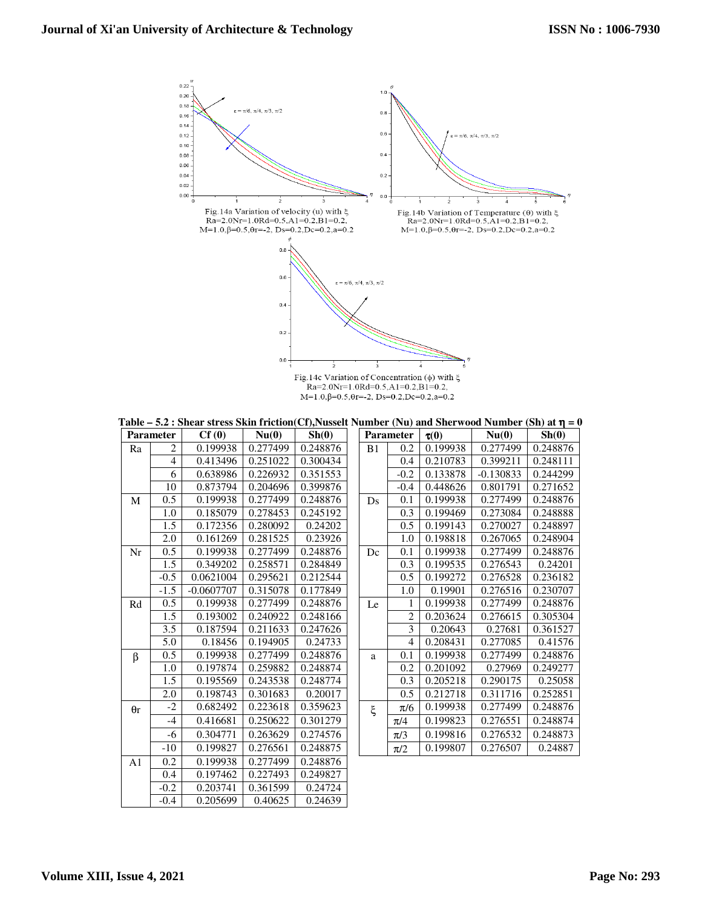Fig.14a Variation of velocity (u) with ξ
Ra=2.0Nr=1.0Rd=0.5,A1=0.2,B1=0.2,
M=1.0,β=0.5,θr=-2, Ds=0.2,Dc=0.2,a=0.2

Fig.14b Variation of Temperature (θ) with ξ
Ra=2.0Nr=1.0Rd=0.5,A1=0.2,B1=0.2,
M=1.0,β=0.5,θr=-2, Ds=0.2,Dc=0.2,a=0.2

Fig.14c Variation of Concentration (ϕ) with ξ
Ra=2.0Nr=1.0Rd=0.5,A1=0.2,B1=0.2,
M=1.0,β=0.5,θr=-2, Ds=0.2,Dc=0.2,a=0.2

**Table – 5.2 : Shear stress Skin friction(Cf),Nusselt Number (Nu) and Sherwood Number (Sh) at η = 0**

| Parameter | | Cf (0) | Nu(0) | Sh(0) |
|---|---|---|---|---|
| Ra | 2 | 0.199938 | 0.277499 | 0.248876 |
| | 4 | 0.413496 | 0.251022 | 0.300434 |
| | 6 | 0.638986 | 0.226932 | 0.351553 |
| | 10 | 0.873794 | 0.204696 | 0.399876 |
| M | 0.5 | 0.199938 | 0.277499 | 0.248876 |
| | 1.0 | 0.185079 | 0.278453 | 0.245192 |
| | 1.5 | 0.172356 | 0.280092 | 0.24202 |
| | 2.0 | 0.161269 | 0.281525 | 0.23926 |
| Nr | 0.5 | 0.199938 | 0.277499 | 0.248876 |
| | 1.5 | 0.349202 | 0.258571 | 0.284849 |
| | -0.5 | 0.0621004 | 0.295621 | 0.212544 |
| | -1.5 | -0.0607707 | 0.315078 | 0.177849 |
| Rd | 0.5 | 0.199938 | 0.277499 | 0.248876 |
| | 1.5 | 0.193002 | 0.240922 | 0.248166 |
| | 3.5 | 0.187594 | 0.211633 | 0.247626 |
| | 5.0 | 0.18456 | 0.194905 | 0.24733 |
| β | 0.5 | 0.199938 | 0.277499 | 0.248876 |
| | 1.0 | 0.197874 | 0.259882 | 0.248874 |
| | 1.5 | 0.195569 | 0.243538 | 0.248774 |
| | 2.0 | 0.198743 | 0.301683 | 0.20017 |
| θr | -2 | 0.682492 | 0.223618 | 0.359623 |
| | -4 | 0.416681 | 0.250622 | 0.301279 |
| | -6 | 0.304771 | 0.263629 | 0.274576 |
| | -10 | 0.199827 | 0.276561 | 0.248875 |
| A1 | 0.2 | 0.199938 | 0.277499 | 0.248876 |
| | 0.4 | 0.197462 | 0.227493 | 0.249827 |
| | -0.2 | 0.203741 | 0.361599 | 0.24724 |
| | -0.4 | 0.205699 | 0.40625 | 0.24639 |

| Parameter | | τ(0) | Nu(0) | Sh(0) |
|---|---|---|---|---|
| B1 | 0.2 | 0.199938 | 0.277499 | 0.248876 |
| | 0.4 | 0.210783 | 0.399211 | 0.248111 |
| | -0.2 | 0.133878 | -0.130833 | 0.244299 |
| | -0.4 | 0.448626 | 0.801791 | 0.271652 |
| Ds | 0.1 | 0.199938 | 0.277499 | 0.248876 |
| | 0.3 | 0.199469 | 0.273084 | 0.248888 |
| | 0.5 | 0.199143 | 0.270027 | 0.248897 |
| | 1.0 | 0.198818 | 0.267065 | 0.248904 |
| Dc | 0.1 | 0.199938 | 0.277499 | 0.248876 |
| | 0.3 | 0.199535 | 0.276543 | 0.24201 |
| | 0.5 | 0.199272 | 0.276528 | 0.236182 |
| | 1.0 | 0.19901 | 0.276516 | 0.230707 |
| Le | 1 | 0.199938 | 0.277499 | 0.248876 |
| | 2 | 0.203624 | 0.276615 | 0.305304 |
| | 3 | 0.20643 | 0.27681 | 0.361527 |
| | 4 | 0.208431 | 0.277085 | 0.41576 |
| a | 0.1 | 0.199938 | 0.277499 | 0.248876 |
| | 0.2 | 0.201092 | 0.27969 | 0.249277 |
| | 0.3 | 0.205218 | 0.290175 | 0.25058 |
| | 0.5 | 0.212718 | 0.311716 | 0.252851 |
| ξ | π/6 | 0.199938 | 0.277499 | 0.248876 |
| | π/4 | 0.199823 | 0.276551 | 0.248874 |
| | π/3 | 0.199816 | 0.276532 | 0.248873 |
| | π/2 | 0.199807 | 0.276507 | 0.24887 |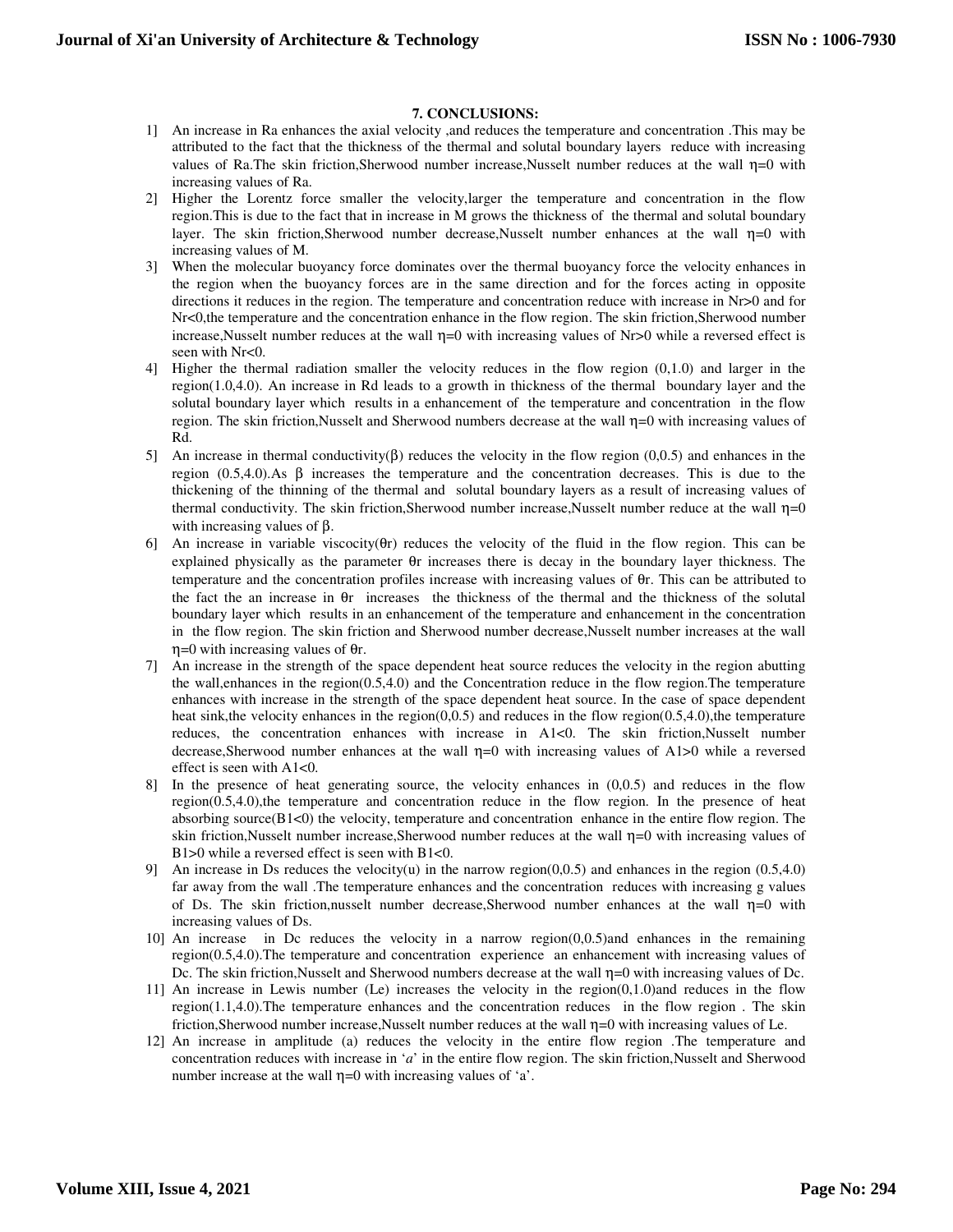## 7. CONCLUSIONS:

1] An increase in Ra enhances the axial velocity ,and reduces the temperature and concentration .This may be attributed to the fact that the thickness of the thermal and solutal boundary layers reduce with increasing values of Ra.The skin friction,Sherwood number increase,Nusselt number reduces at the wall $\eta=0$ with increasing values of Ra.

2] Higher the Lorentz force smaller the velocity,larger the temperature and concentration in the flow region.This is due to the fact that in increase in M grows the thickness of the thermal and solutal boundary layer. The skin friction,Sherwood number decrease,Nusselt number enhances at the wall $\eta=0$ with increasing values of M.

3] When the molecular buoyancy force dominates over the thermal buoyancy force the velocity enhances in the region when the buoyancy forces are in the same direction and for the forces acting in opposite directions it reduces in the region. The temperature and concentration reduce with increase in $Nr>0$ and for $Nr<0$,the temperature and the concentration enhance in the flow region. The skin friction,Sherwood number increase,Nusselt number reduces at the wall $\eta=0$ with increasing values of $Nr>0$ while a reversed effect is seen with $Nr<0$.

4] Higher the thermal radiation smaller the velocity reduces in the flow region (0,1.0) and larger in the region(1.0,4.0). An increase in Rd leads to a growth in thickness of the thermal boundary layer and the solutal boundary layer which results in a enhancement of the temperature and concentration in the flow region. The skin friction,Nusselt and Sherwood numbers decrease at the wall $\eta=0$ with increasing values of Rd.

5] An increase in thermal conductivity($\beta$) reduces the velocity in the flow region (0,0.5) and enhances in the region (0.5,4.0).As $\beta$ increases the temperature and the concentration decreases. This is due to the thickening of the thinning of the thermal and solutal boundary layers as a result of increasing values of thermal conductivity. The skin friction,Sherwood number increase,Nusselt number reduce at the wall $\eta=0$ with increasing values of $\beta$.

6] An increase in variable viscocity($\theta r$) reduces the velocity of the fluid in the flow region. This can be explained physically as the parameter $\theta r$ increases there is decay in the boundary layer thickness. The temperature and the concentration profiles increase with increasing values of $\theta r$. This can be attributed to the fact the an increase in $\theta r$ increases the thickness of the thermal and the thickness of the solutal boundary layer which results in an enhancement of the temperature and enhancement in the concentration in the flow region. The skin friction and Sherwood number decrease,Nusselt number increases at the wall $\eta=0$ with increasing values of $\theta r$.

7] An increase in the strength of the space dependent heat source reduces the velocity in the region abutting the wall,enhances in the region(0.5,4.0) and the Concentration reduce in the flow region.The temperature enhances with increase in the strength of the space dependent heat source. In the case of space dependent heat sink,the velocity enhances in the region(0,0.5) and reduces in the flow region(0.5,4.0),the temperature reduces, the concentration enhances with increase in $A1<0$. The skin friction,Nusselt number decrease,Sherwood number enhances at the wall $\eta=0$ with increasing values of $A1>0$ while a reversed effect is seen with $A1<0$.

8] In the presence of heat generating source, the velocity enhances in (0,0.5) and reduces in the flow region(0.5,4.0),the temperature and concentration reduce in the flow region. In the presence of heat absorbing source($B1<0$) the velocity, temperature and concentration enhance in the entire flow region. The skin friction,Nusselt number increase,Sherwood number reduces at the wall $\eta=0$ with increasing values of $B1>0$ while a reversed effect is seen with $B1<0$.

9] An increase in Ds reduces the velocity(u) in the narrow region(0,0.5) and enhances in the region (0.5,4.0) far away from the wall .The temperature enhances and the concentration reduces with increasing g values of Ds. The skin friction,nusselt number decrease,Sherwood number enhances at the wall $\eta=0$ with increasing values of Ds.

10] An increase in Dc reduces the velocity in a narrow region(0,0.5)and enhances in the remaining region(0.5,4.0).The temperature and concentration experience an enhancement with increasing values of Dc. The skin friction,Nusselt and Sherwood numbers decrease at the wall $\eta=0$ with increasing values of Dc.

11] An increase in Lewis number (Le) increases the velocity in the region(0,1.0)and reduces in the flow region(1.1,4.0).The temperature enhances and the concentration reduces in the flow region . The skin friction,Sherwood number increase,Nusselt number reduces at the wall $\eta=0$ with increasing values of Le.

12] An increase in amplitude (a) reduces the velocity in the entire flow region .The temperature and concentration reduces with increase in '*a*' in the entire flow region. The skin friction,Nusselt and Sherwood number increase at the wall $\eta=0$ with increasing values of 'a'.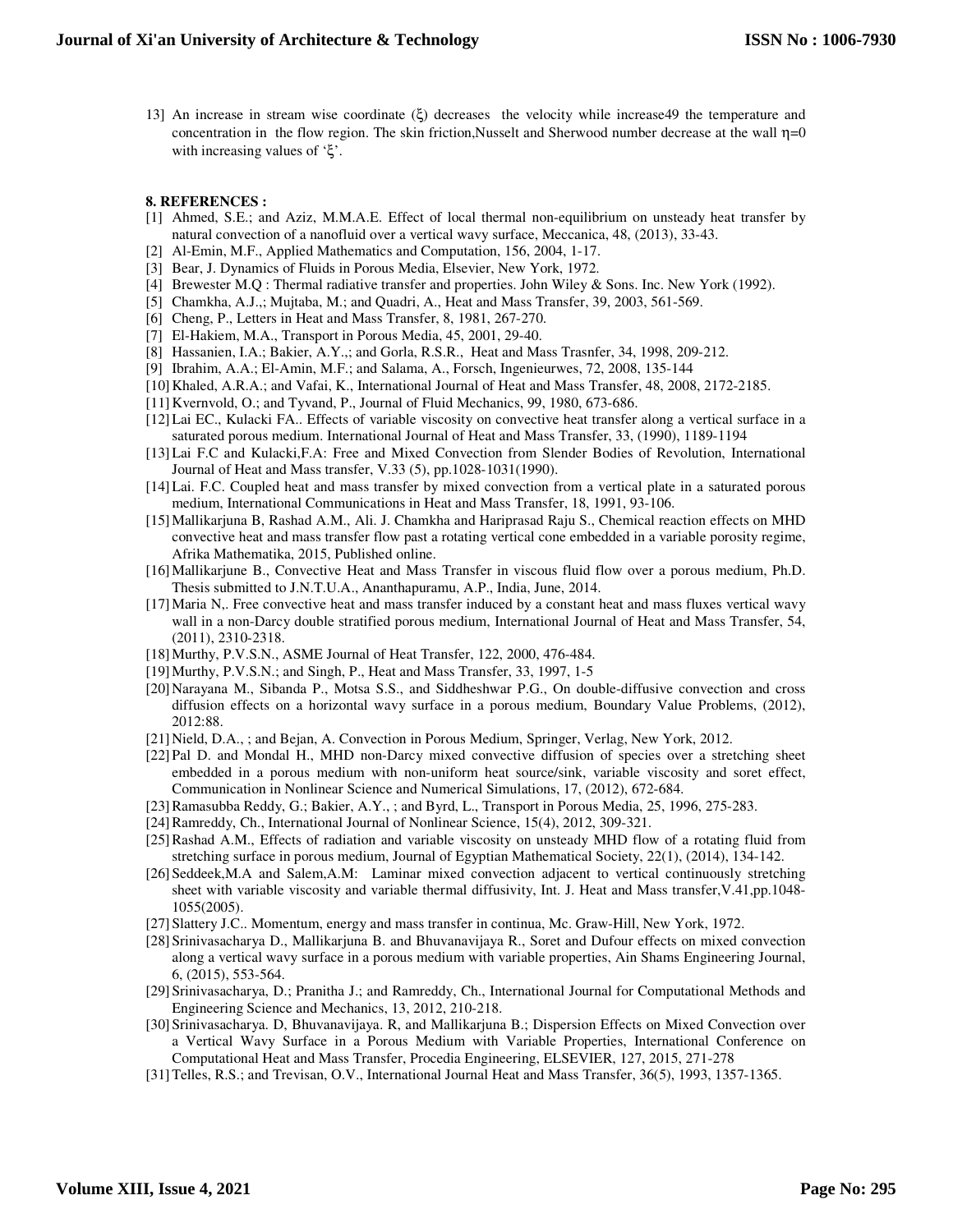13] An increase in stream wise coordinate ($\xi$) decreases the velocity while increase49 the temperature and concentration in the flow region. The skin friction,Nusselt and Sherwood number decrease at the wall $\eta$=0 with increasing values of '$\xi$'.

**8. REFERENCES :**

[1] Ahmed, S.E.; and Aziz, M.M.A.E. Effect of local thermal non-equilibrium on unsteady heat transfer by natural convection of a nanofluid over a vertical wavy surface, Meccanica, 48, (2013), 33-43.

[2] Al-Emin, M.F., Applied Mathematics and Computation, 156, 2004, 1-17.

[3] Bear, J. Dynamics of Fluids in Porous Media, Elsevier, New York, 1972.

[4] Brewester M.Q : Thermal radiative transfer and properties. John Wiley & Sons. Inc. New York (1992).

[5] Chamkha, A.J.,; Mujtaba, M.; and Quadri, A., Heat and Mass Transfer, 39, 2003, 561-569.

[6] Cheng, P., Letters in Heat and Mass Transfer, 8, 1981, 267-270.

[7] El-Hakiem, M.A., Transport in Porous Media, 45, 2001, 29-40.

[8] Hassanien, I.A.; Bakier, A.Y.,; and Gorla, R.S.R., Heat and Mass Trasnfer, 34, 1998, 209-212.

[9] Ibrahim, A.A.; El-Amin, M.F.; and Salama, A., Forsch, Ingenieurwes, 72, 2008, 135-144

[10] Khaled, A.R.A.; and Vafai, K., International Journal of Heat and Mass Transfer, 48, 2008, 2172-2185.

[11] Kvernvold, O.; and Tyvand, P., Journal of Fluid Mechanics, 99, 1980, 673-686.

[12] Lai EC., Kulacki FA.. Effects of variable viscosity on convective heat transfer along a vertical surface in a saturated porous medium. International Journal of Heat and Mass Transfer, 33, (1990), 1189-1194

[13] Lai F.C and Kulacki,F.A: Free and Mixed Convection from Slender Bodies of Revolution, International Journal of Heat and Mass transfer, V.33 (5), pp.1028-1031(1990).

[14] Lai. F.C. Coupled heat and mass transfer by mixed convection from a vertical plate in a saturated porous medium, International Communications in Heat and Mass Transfer, 18, 1991, 93-106.

[15] Mallikarjuna B, Rashad A.M., Ali. J. Chamkha and Hariprasad Raju S., Chemical reaction effects on MHD convective heat and mass transfer flow past a rotating vertical cone embedded in a variable porosity regime, Afrika Mathematika, 2015, Published online.

[16] Mallikarjune B., Convective Heat and Mass Transfer in viscous fluid flow over a porous medium, Ph.D. Thesis submitted to J.N.T.U.A., Ananthapuramu, A.P., India, June, 2014.

[17] Maria N,. Free convective heat and mass transfer induced by a constant heat and mass fluxes vertical wavy wall in a non-Darcy double stratified porous medium, International Journal of Heat and Mass Transfer, 54, (2011), 2310-2318.

[18] Murthy, P.V.S.N., ASME Journal of Heat Transfer, 122, 2000, 476-484.

[19] Murthy, P.V.S.N.; and Singh, P., Heat and Mass Transfer, 33, 1997, 1-5

[20] Narayana M., Sibanda P., Motsa S.S., and Siddheshwar P.G., On double-diffusive convection and cross diffusion effects on a horizontal wavy surface in a porous medium, Boundary Value Problems, (2012), 2012:88.

[21] Nield, D.A., ; and Bejan, A. Convection in Porous Medium, Springer, Verlag, New York, 2012.

[22] Pal D. and Mondal H., MHD non-Darcy mixed convective diffusion of species over a stretching sheet embedded in a porous medium with non-uniform heat source/sink, variable viscosity and soret effect, Communication in Nonlinear Science and Numerical Simulations, 17, (2012), 672-684.

[23] Ramasubba Reddy, G.; Bakier, A.Y., ; and Byrd, L., Transport in Porous Media, 25, 1996, 275-283.

[24] Ramreddy, Ch., International Journal of Nonlinear Science, 15(4), 2012, 309-321.

[25] Rashad A.M., Effects of radiation and variable viscosity on unsteady MHD flow of a rotating fluid from stretching surface in porous medium, Journal of Egyptian Mathematical Society, 22(1), (2014), 134-142.

[26] Seddeek,M.A and Salem,A.M: Laminar mixed convection adjacent to vertical continuously stretching sheet with variable viscosity and variable thermal diffusivity, Int. J. Heat and Mass transfer,V.41,pp.1048-1055(2005).

[27] Slattery J.C.. Momentum, energy and mass transfer in continua, Mc. Graw-Hill, New York, 1972.

[28] Srinivasacharya D., Mallikarjuna B. and Bhuvanavijaya R., Soret and Dufour effects on mixed convection along a vertical wavy surface in a porous medium with variable properties, Ain Shams Engineering Journal, 6, (2015), 553-564.

[29] Srinivasacharya, D.; Pranitha J.; and Ramreddy, Ch., International Journal for Computational Methods and Engineering Science and Mechanics, 13, 2012, 210-218.

[30] Srinivasacharya. D, Bhuvanavijaya. R, and Mallikarjuna B.; Dispersion Effects on Mixed Convection over a Vertical Wavy Surface in a Porous Medium with Variable Properties, International Conference on Computational Heat and Mass Transfer, Procedia Engineering, ELSEVIER, 127, 2015, 271-278

[31] Telles, R.S.; and Trevisan, O.V., International Journal Heat and Mass Transfer, 36(5), 1993, 1357-1365.